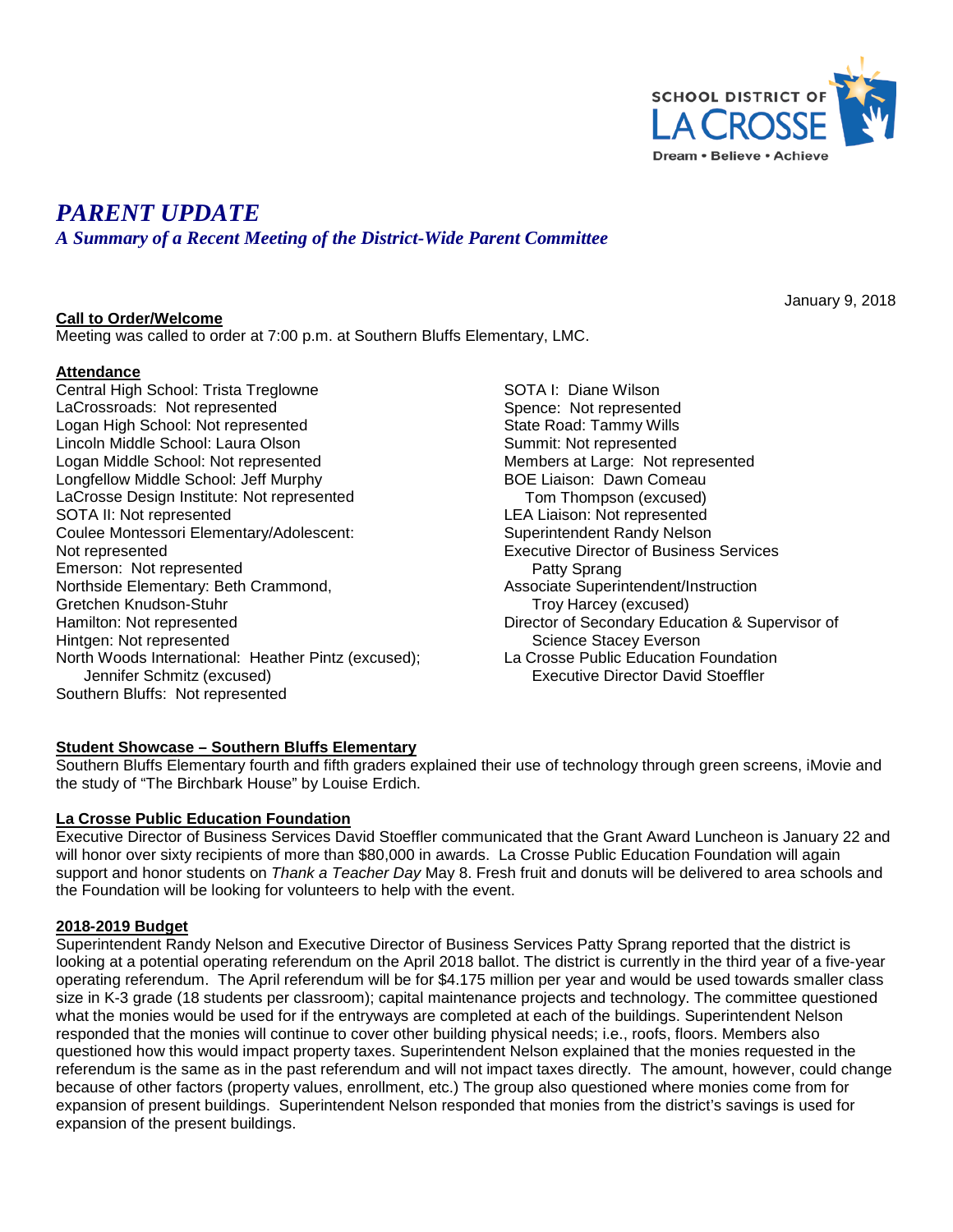SCHOOL DISTRICT OF LA CROSSE
Dream • Believe • Achieve

# *PARENT UPDATE*

### *A Summary of a Recent Meeting of the District-Wide Parent Committee*

January 9, 2018

**Call to Order/Welcome**
Meeting was called to order at 7:00 p.m. at Southern Bluffs Elementary, LMC.

**Attendance**
Central High School: Trista Treglowne
LaCrossroads: Not represented
Logan High School: Not represented
Lincoln Middle School: Laura Olson
Logan Middle School: Not represented
Longfellow Middle School: Jeff Murphy
LaCrosse Design Institute: Not represented
SOTA II: Not represented
Coulee Montessori Elementary/Adolescent: Not represented
Emerson: Not represented
Northside Elementary: Beth Crammond, Gretchen Knudson-Stuhr
Hamilton: Not represented
Hintgen: Not represented
North Woods International: Heather Pintz (excused); Jennifer Schmitz (excused)
Southern Bluffs: Not represented
SOTA I: Diane Wilson
Spence: Not represented
State Road: Tammy Wills
Summit: Not represented
Members at Large: Not represented
BOE Liaison: Dawn Comeau
Tom Thompson (excused)
LEA Liaison: Not represented
Superintendent Randy Nelson
Executive Director of Business Services Patty Sprang
Associate Superintendent/Instruction Troy Harcey (excused)
Director of Secondary Education & Supervisor of Science Stacey Everson
La Crosse Public Education Foundation Executive Director David Stoeffler

**Student Showcase – Southern Bluffs Elementary**
Southern Bluffs Elementary fourth and fifth graders explained their use of technology through green screens, iMovie and the study of "The Birchbark House" by Louise Erdich.

**La Crosse Public Education Foundation**
Executive Director of Business Services David Stoeffler communicated that the Grant Award Luncheon is January 22 and will honor over sixty recipients of more than $80,000 in awards. La Crosse Public Education Foundation will again support and honor students on *Thank a Teacher Day* May 8. Fresh fruit and donuts will be delivered to area schools and the Foundation will be looking for volunteers to help with the event.

**2018-2019 Budget**
Superintendent Randy Nelson and Executive Director of Business Services Patty Sprang reported that the district is looking at a potential operating referendum on the April 2018 ballot. The district is currently in the third year of a five-year operating referendum. The April referendum will be for $4.175 million per year and would be used towards smaller class size in K-3 grade (18 students per classroom); capital maintenance projects and technology. The committee questioned what the monies would be used for if the entryways are completed at each of the buildings. Superintendent Nelson responded that the monies will continue to cover other building physical needs; i.e., roofs, floors. Members also questioned how this would impact property taxes. Superintendent Nelson explained that the monies requested in the referendum is the same as in the past referendum and will not impact taxes directly. The amount, however, could change because of other factors (property values, enrollment, etc.) The group also questioned where monies come from for expansion of present buildings. Superintendent Nelson responded that monies from the district's savings is used for expansion of the present buildings.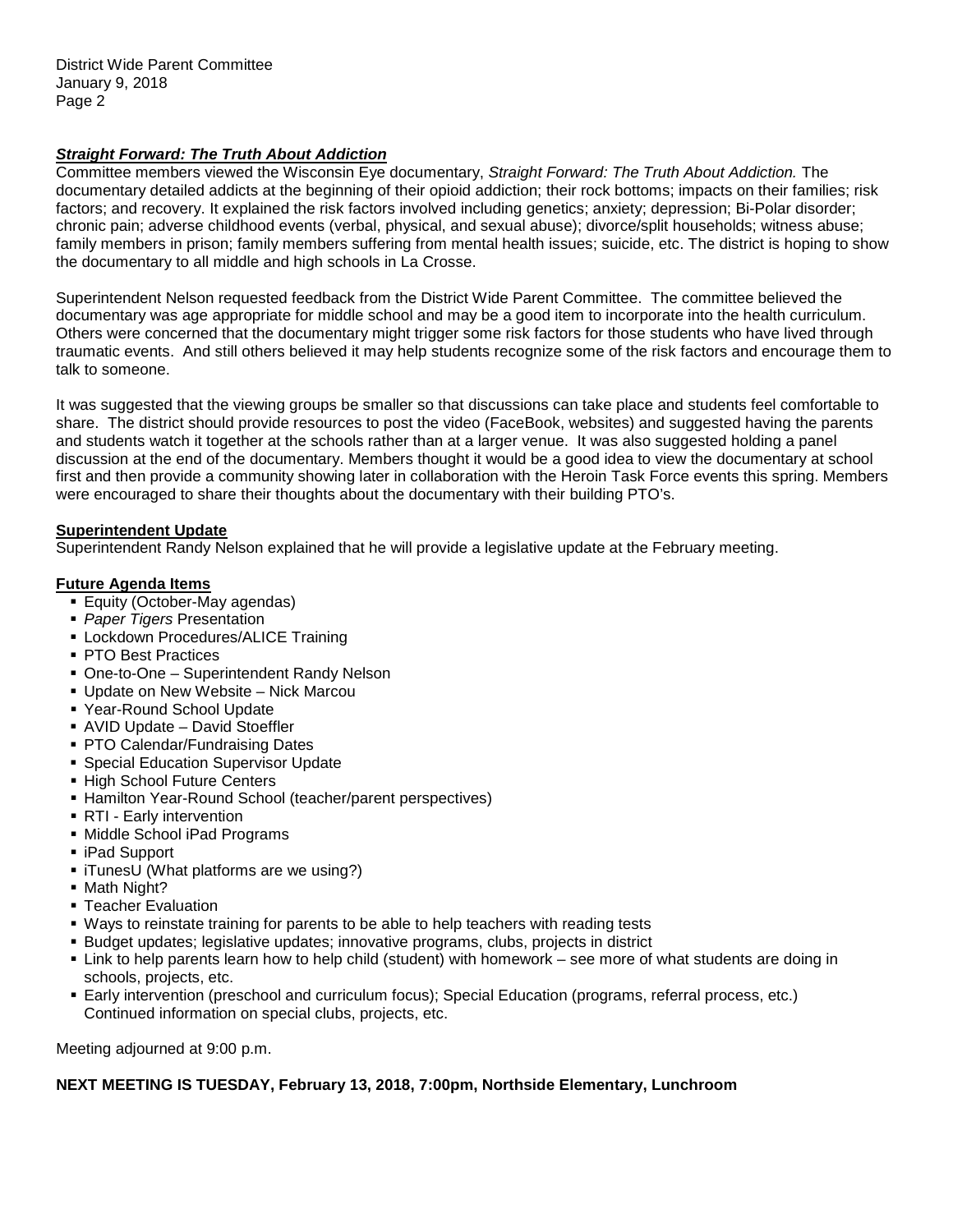***Straight Forward: The Truth About Addiction***

Committee members viewed the Wisconsin Eye documentary, *Straight Forward: The Truth About Addiction.* The documentary detailed addicts at the beginning of their opioid addiction; their rock bottoms; impacts on their families; risk factors; and recovery. It explained the risk factors involved including genetics; anxiety; depression; Bi-Polar disorder; chronic pain; adverse childhood events (verbal, physical, and sexual abuse); divorce/split households; witness abuse; family members in prison; family members suffering from mental health issues; suicide, etc. The district is hoping to show the documentary to all middle and high schools in La Crosse.

Superintendent Nelson requested feedback from the District Wide Parent Committee. The committee believed the documentary was age appropriate for middle school and may be a good item to incorporate into the health curriculum. Others were concerned that the documentary might trigger some risk factors for those students who have lived through traumatic events. And still others believed it may help students recognize some of the risk factors and encourage them to talk to someone.

It was suggested that the viewing groups be smaller so that discussions can take place and students feel comfortable to share. The district should provide resources to post the video (FaceBook, websites) and suggested having the parents and students watch it together at the schools rather than at a larger venue. It was also suggested holding a panel discussion at the end of the documentary. Members thought it would be a good idea to view the documentary at school first and then provide a community showing later in collaboration with the Heroin Task Force events this spring. Members were encouraged to share their thoughts about the documentary with their building PTO's.

**Superintendent Update**

Superintendent Randy Nelson explained that he will provide a legislative update at the February meeting.

**Future Agenda Items**

- Equity (October-May agendas)
- *Paper Tigers* Presentation
- Lockdown Procedures/ALICE Training
- PTO Best Practices
- One-to-One – Superintendent Randy Nelson
- Update on New Website – Nick Marcou
- Year-Round School Update
- AVID Update – David Stoeffler
- PTO Calendar/Fundraising Dates
- Special Education Supervisor Update
- High School Future Centers
- Hamilton Year-Round School (teacher/parent perspectives)
- RTI - Early intervention
- Middle School iPad Programs
- iPad Support
- iTunesU (What platforms are we using?)
- Math Night?
- Teacher Evaluation
- Ways to reinstate training for parents to be able to help teachers with reading tests
- Budget updates; legislative updates; innovative programs, clubs, projects in district
- Link to help parents learn how to help child (student) with homework – see more of what students are doing in schools, projects, etc.
- Early intervention (preschool and curriculum focus); Special Education (programs, referral process, etc.) Continued information on special clubs, projects, etc.

Meeting adjourned at 9:00 p.m.

**NEXT MEETING IS TUESDAY, February 13, 2018, 7:00pm, Northside Elementary, Lunchroom**